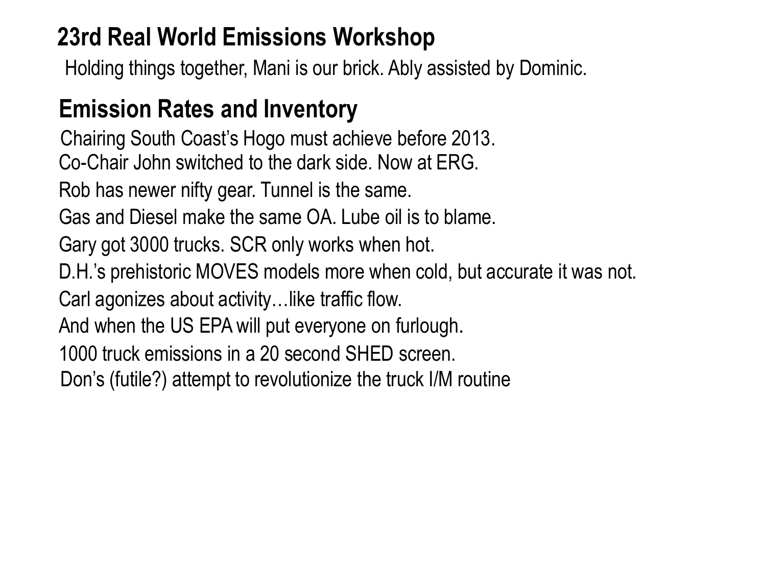# 23rd Real World Emissions Workshop

Holding things together, Mani is our brick. Ably assisted by Dominic.

## Emission Rates and Inventory

Chairing South Coast's Hogo must achieve before 2013.
Co-Chair John switched to the dark side. Now at ERG.

Rob has newer nifty gear. Tunnel is the same.

Gas and Diesel make the same OA. Lube oil is to blame.

Gary got 3000 trucks. SCR only works when hot.

D.H.'s prehistoric MOVES models more when cold, but accurate it was not.

Carl agonizes about activity…like traffic flow.

And when the US EPA will put everyone on furlough.

1000 truck emissions in a 20 second SHED screen.
Don's (futile?) attempt to revolutionize the truck I/M routine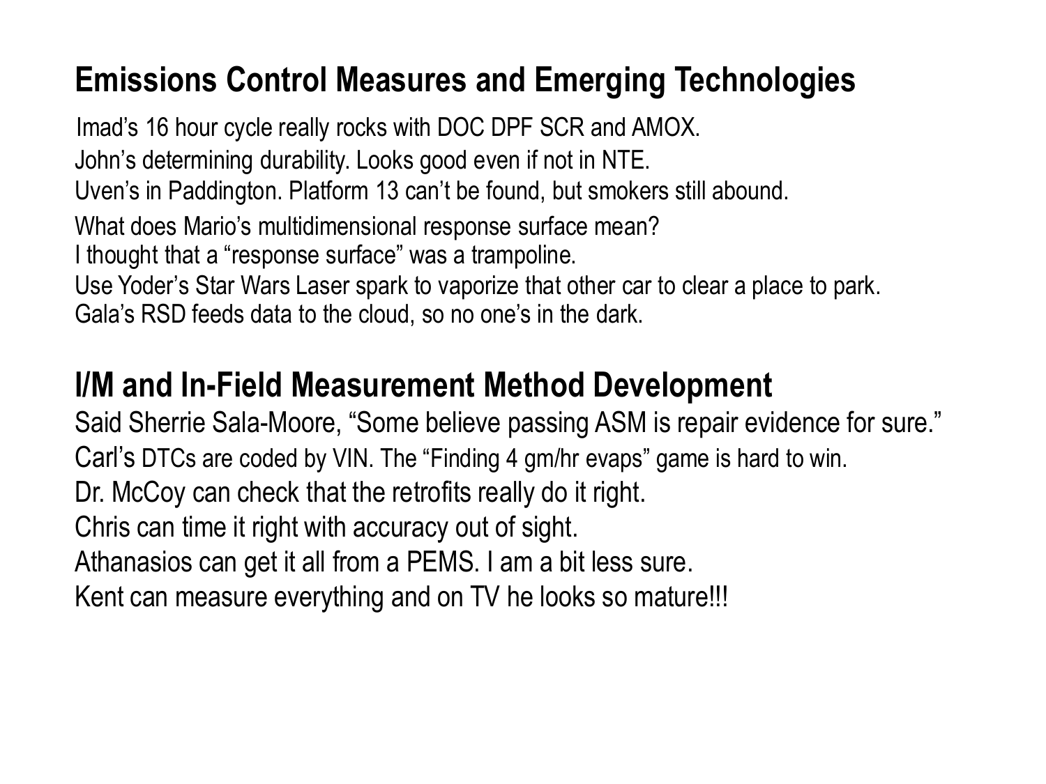## Emissions Control Measures and Emerging Technologies

Imad's 16 hour cycle really rocks with DOC DPF SCR and AMOX.
John's determining durability. Looks good even if not in NTE.
Uven's in Paddington. Platform 13 can't be found, but smokers still abound.
What does Mario's multidimensional response surface mean?
I thought that a "response surface" was a trampoline.
Use Yoder's Star Wars Laser spark to vaporize that other car to clear a place to park.
Gala's RSD feeds data to the cloud, so no one's in the dark.

## I/M and In-Field Measurement Method Development

Said Sherrie Sala-Moore, "Some believe passing ASM is repair evidence for sure."
Carl's DTCs are coded by VIN. The "Finding 4 gm/hr evaps" game is hard to win.
Dr. McCoy can check that the retrofits really do it right.
Chris can time it right with accuracy out of sight.
Athanasios can get it all from a PEMS. I am a bit less sure.
Kent can measure everything and on TV he looks so mature!!!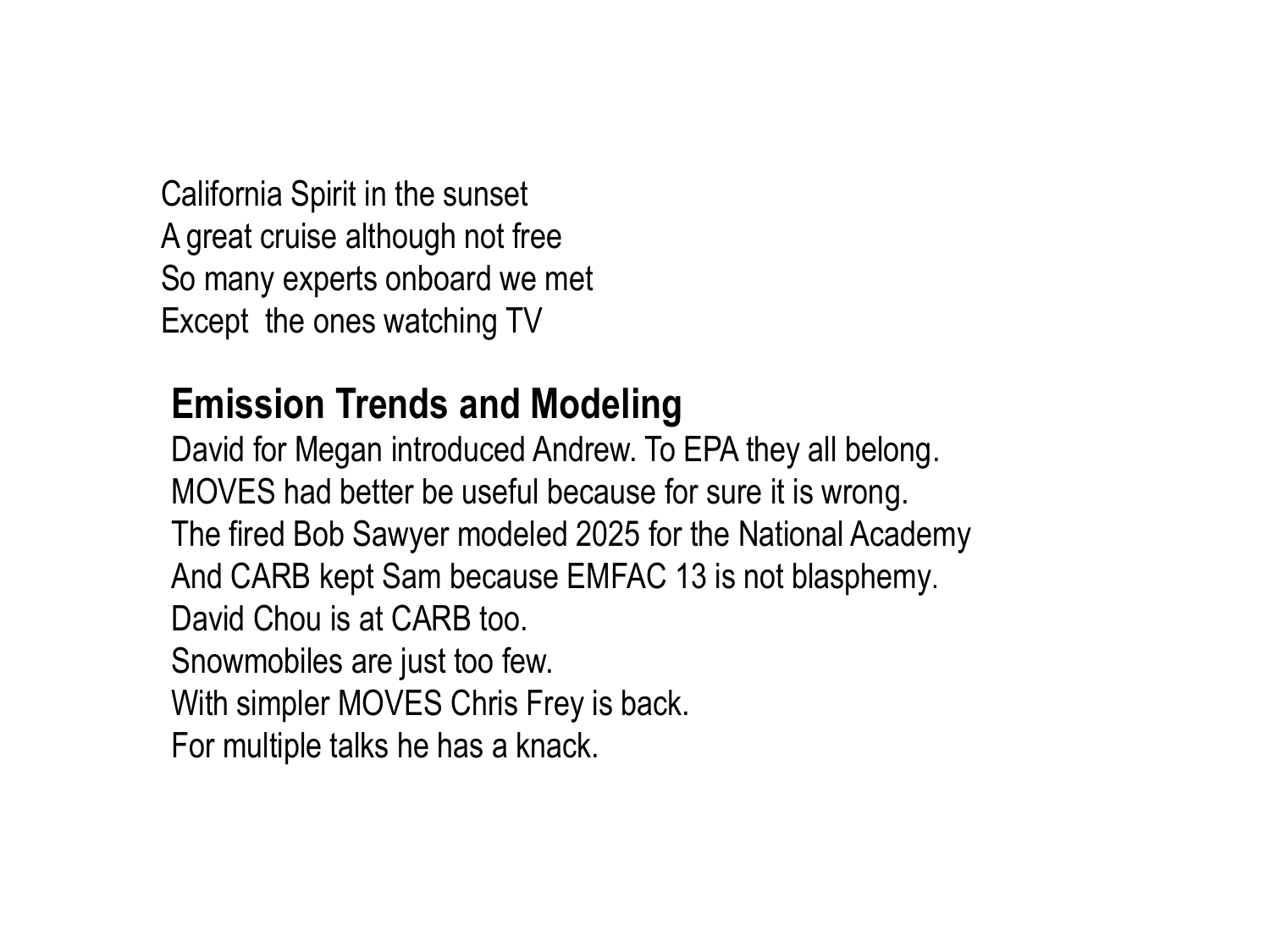California Spirit in the sunset
A great cruise although not free
So many experts onboard we met
Except  the ones watching TV

## Emission Trends and Modeling

David for Megan introduced Andrew. To EPA they all belong.
MOVES had better be useful because for sure it is wrong.
The fired Bob Sawyer modeled 2025 for the National Academy
And CARB kept Sam because EMFAC 13 is not blasphemy.
David Chou is at CARB too.
Snowmobiles are just too few.
With simpler MOVES Chris Frey is back.
For multiple talks he has a knack.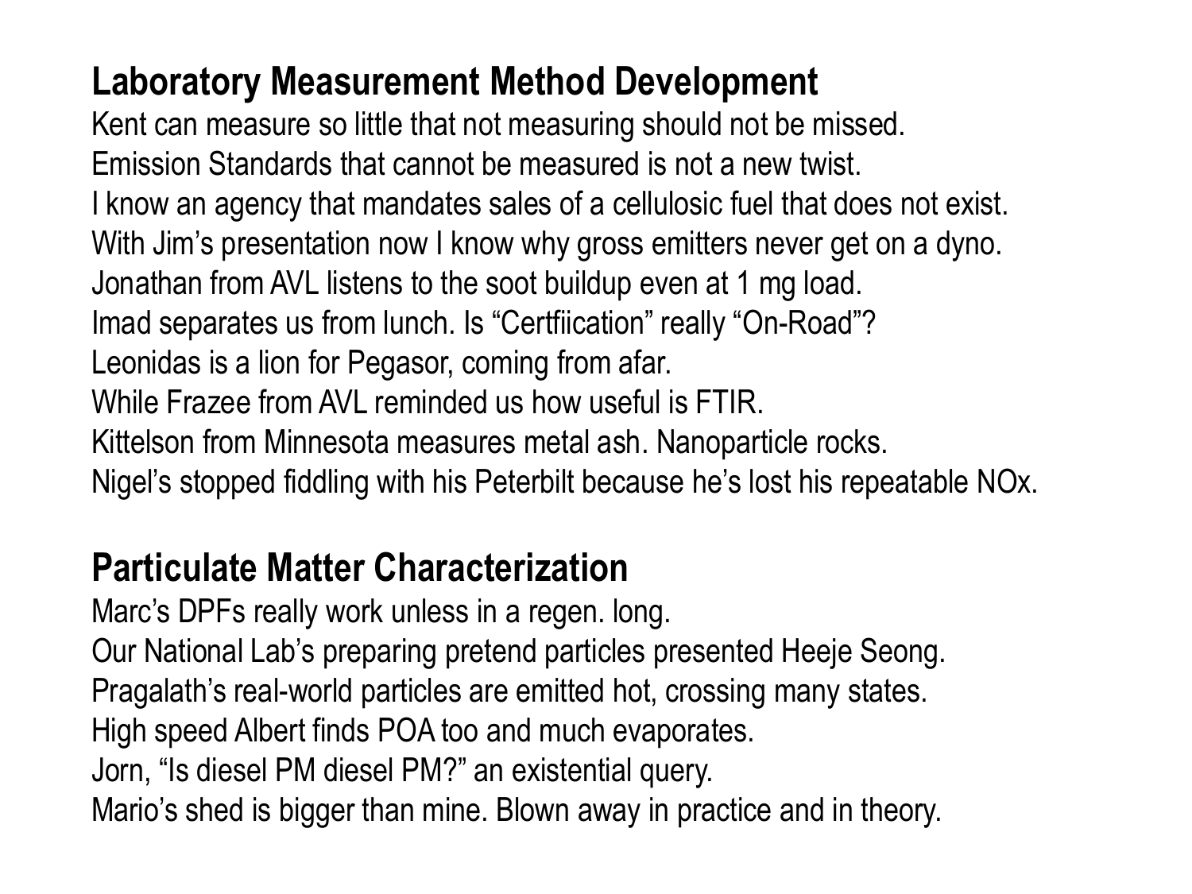## Laboratory Measurement Method Development

Kent can measure so little that not measuring should not be missed.
Emission Standards that cannot be measured is not a new twist.
I know an agency that mandates sales of a cellulosic fuel that does not exist.
With Jim's presentation now I know why gross emitters never get on a dyno.
Jonathan from AVL listens to the soot buildup even at 1 mg load.
Imad separates us from lunch. Is "Certfiication" really "On-Road"?
Leonidas is a lion for Pegasor, coming from afar.
While Frazee from AVL reminded us how useful is FTIR.
Kittelson from Minnesota measures metal ash. Nanoparticle rocks.
Nigel's stopped fiddling with his Peterbilt because he's lost his repeatable NOx.

## Particulate Matter Characterization

Marc's DPFs really work unless in a regen. long.
Our National Lab's preparing pretend particles presented Heeje Seong.
Pragalath's real-world particles are emitted hot, crossing many states.
High speed Albert finds POA too and much evaporates.
Jorn, "Is diesel PM diesel PM?" an existential query.
Mario's shed is bigger than mine. Blown away in practice and in theory.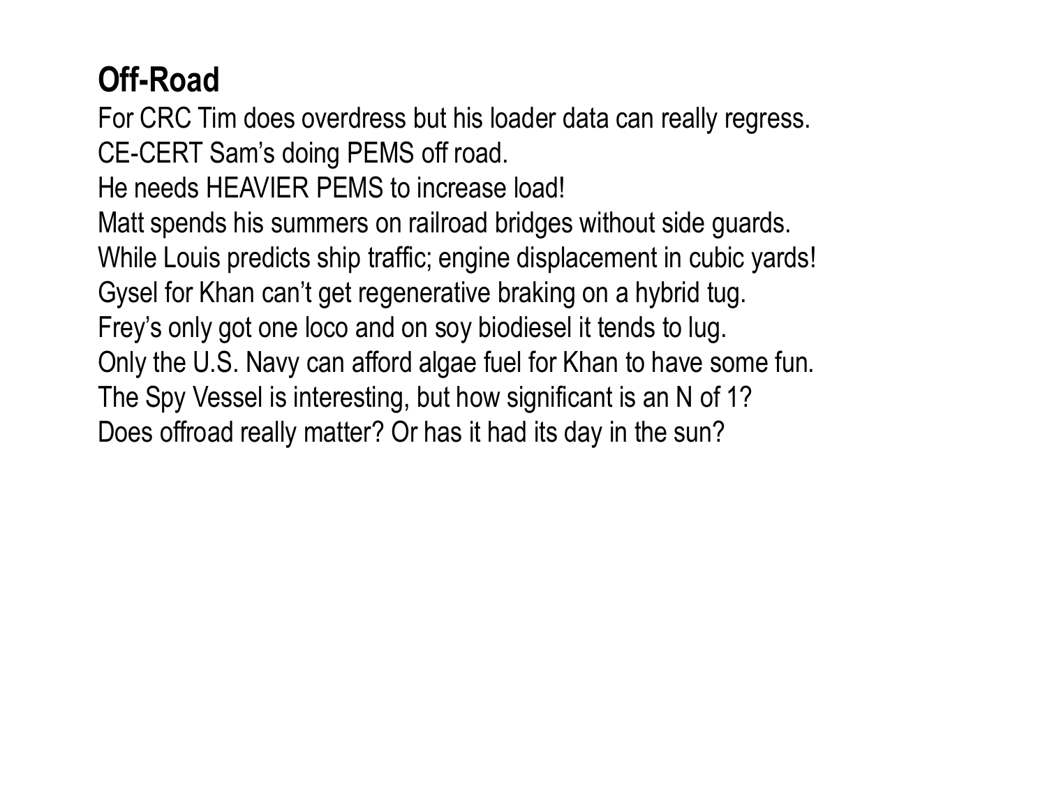## Off-Road

For CRC Tim does overdress but his loader data can really regress.
CE-CERT Sam's doing PEMS off road.
He needs HEAVIER PEMS to increase load!
Matt spends his summers on railroad bridges without side guards.
While Louis predicts ship traffic; engine displacement in cubic yards!
Gysel for Khan can't get regenerative braking on a hybrid tug.
Frey's only got one loco and on soy biodiesel it tends to lug.
Only the U.S. Navy can afford algae fuel for Khan to have some fun.
The Spy Vessel is interesting, but how significant is an N of 1?
Does offroad really matter? Or has it had its day in the sun?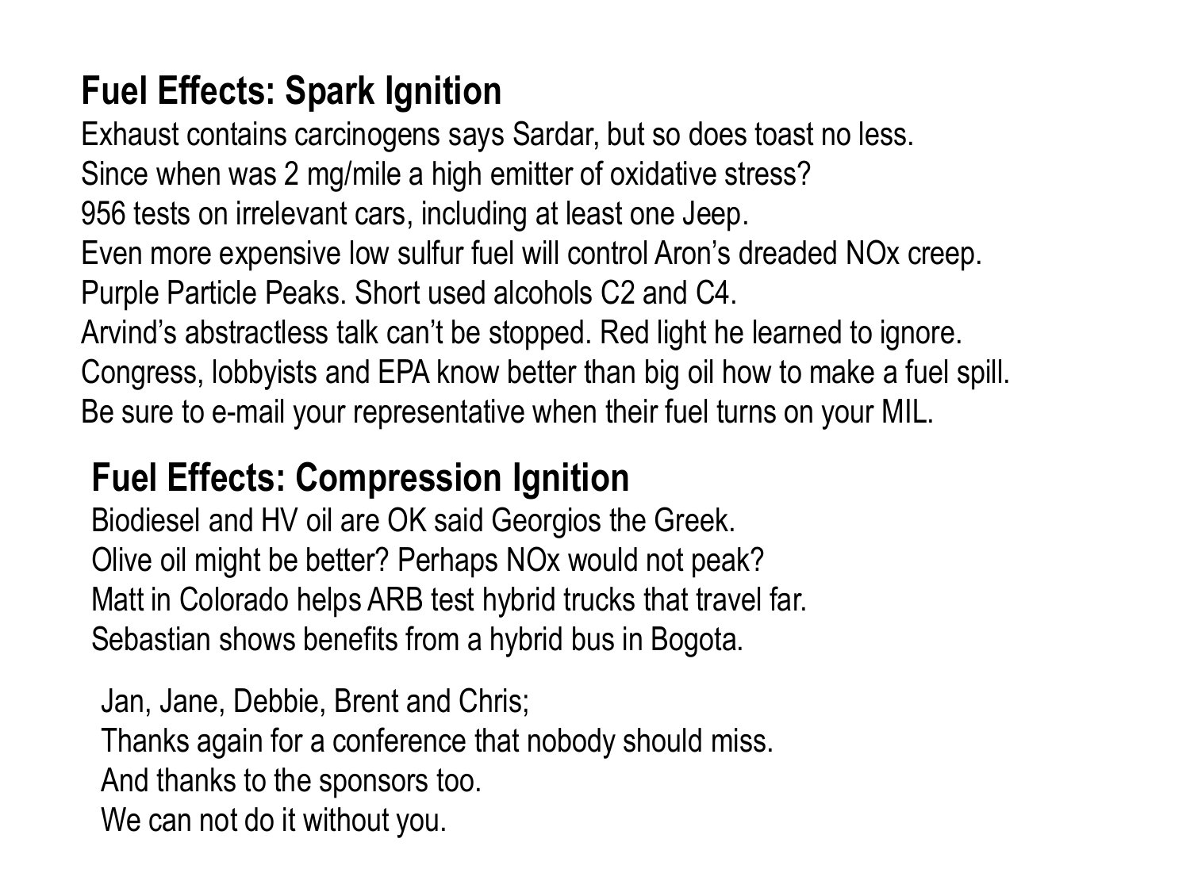## Fuel Effects: Spark Ignition

Exhaust contains carcinogens says Sardar, but so does toast no less.
Since when was 2 mg/mile a high emitter of oxidative stress?
956 tests on irrelevant cars, including at least one Jeep.
Even more expensive low sulfur fuel will control Aron's dreaded NOx creep.
Purple Particle Peaks. Short used alcohols C2 and C4.
Arvind's abstractless talk can't be stopped. Red light he learned to ignore.
Congress, lobbyists and EPA know better than big oil how to make a fuel spill.
Be sure to e-mail your representative when their fuel turns on your MIL.

## Fuel Effects: Compression Ignition

Biodiesel and HV oil are OK said Georgios the Greek.
Olive oil might be better? Perhaps NOx would not peak?
Matt in Colorado helps ARB test hybrid trucks that travel far.
Sebastian shows benefits from a hybrid bus in Bogota.

Jan, Jane, Debbie, Brent and Chris;
Thanks again for a conference that nobody should miss.
And thanks to the sponsors too.
We can not do it without you.